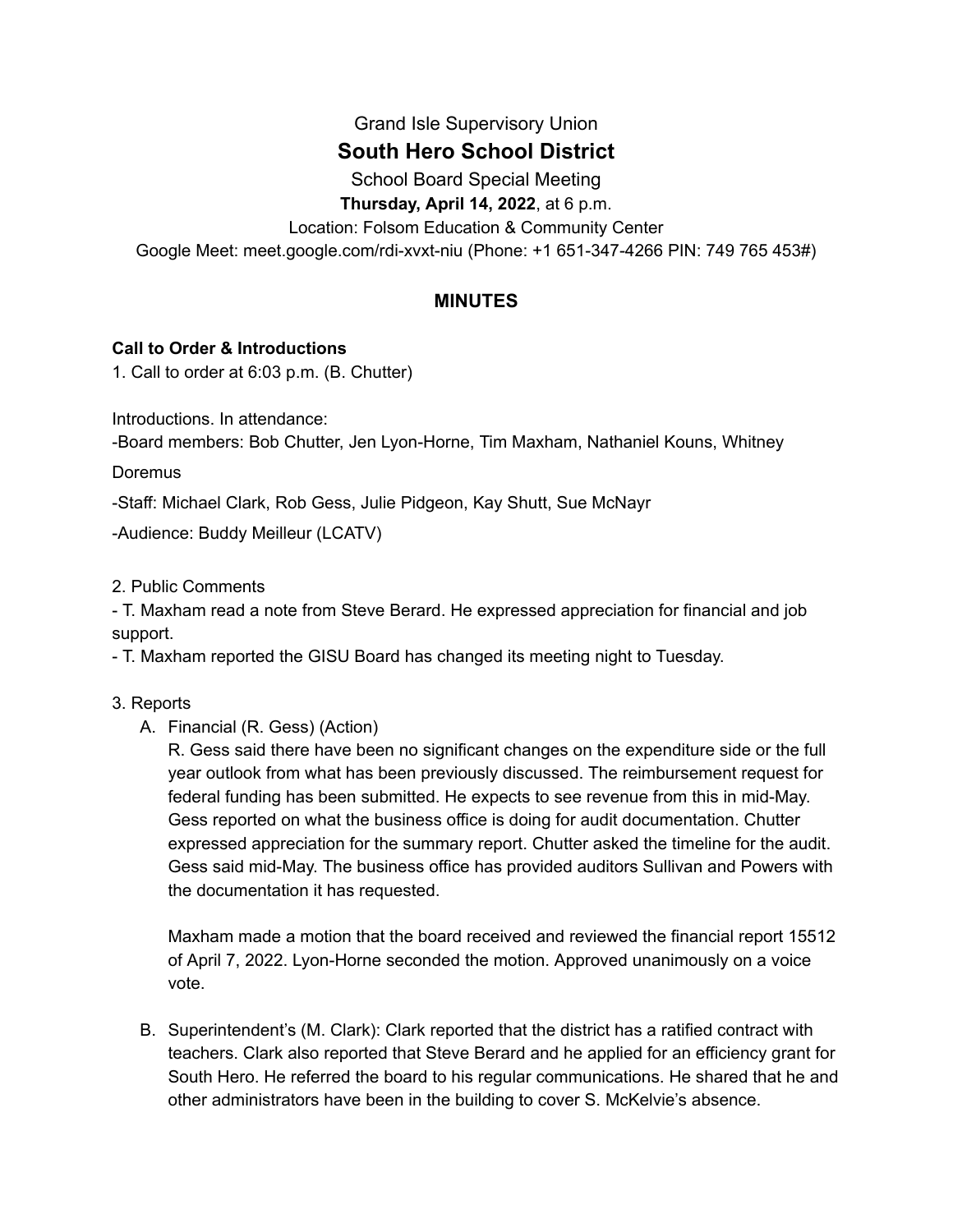Grand Isle Supervisory Union

# South Hero School District

School Board Special Meeting

**Thursday, April 14, 2022**, at 6 p.m.

Location: Folsom Education & Community Center

Google Meet: meet.google.com/rdi-xvxt-niu (Phone: +1 651-347-4266 PIN: 749 765 453#)

## MINUTES

**Call to Order & Introductions**

1. Call to order at 6:03 p.m. (B. Chutter)

Introductions. In attendance:

-Board members: Bob Chutter, Jen Lyon-Horne, Tim Maxham, Nathaniel Kouns, Whitney Doremus

-Staff: Michael Clark, Rob Gess, Julie Pidgeon, Kay Shutt, Sue McNayr

-Audience: Buddy Meilleur (LCATV)

2. Public Comments

- T. Maxham read a note from Steve Berard. He expressed appreciation for financial and job support.
- T. Maxham reported the GISU Board has changed its meeting night to Tuesday.

3. Reports

A. Financial (R. Gess) (Action)

R. Gess said there have been no significant changes on the expenditure side or the full year outlook from what has been previously discussed. The reimbursement request for federal funding has been submitted. He expects to see revenue from this in mid-May. Gess reported on what the business office is doing for audit documentation. Chutter expressed appreciation for the summary report. Chutter asked the timeline for the audit. Gess said mid-May. The business office has provided auditors Sullivan and Powers with the documentation it has requested.

Maxham made a motion that the board received and reviewed the financial report 15512 of April 7, 2022. Lyon-Horne seconded the motion. Approved unanimously on a voice vote.

B. Superintendent's (M. Clark): Clark reported that the district has a ratified contract with teachers. Clark also reported that Steve Berard and he applied for an efficiency grant for South Hero. He referred the board to his regular communications. He shared that he and other administrators have been in the building to cover S. McKelvie's absence.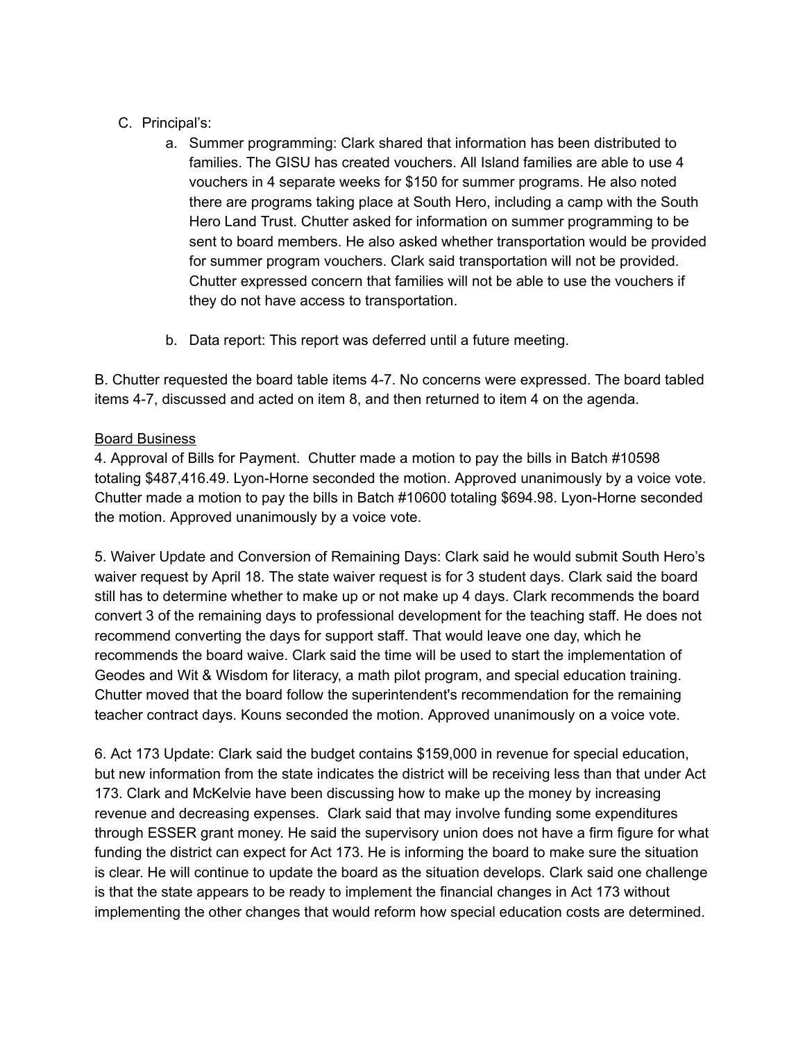C. Principal's:

   a. Summer programming: Clark shared that information has been distributed to families. The GISU has created vouchers. All Island families are able to use 4 vouchers in 4 separate weeks for $150 for summer programs. He also noted there are programs taking place at South Hero, including a camp with the South Hero Land Trust. Chutter asked for information on summer programming to be sent to board members. He also asked whether transportation would be provided for summer program vouchers. Clark said transportation will not be provided. Chutter expressed concern that families will not be able to use the vouchers if they do not have access to transportation.

   b. Data report: This report was deferred until a future meeting.

B. Chutter requested the board table items 4-7. No concerns were expressed. The board tabled items 4-7, discussed and acted on item 8, and then returned to item 4 on the agenda.

<u>Board Business</u>

4. Approval of Bills for Payment. Chutter made a motion to pay the bills in Batch #10598 totaling $487,416.49. Lyon-Horne seconded the motion. Approved unanimously by a voice vote. Chutter made a motion to pay the bills in Batch #10600 totaling $694.98. Lyon-Horne seconded the motion. Approved unanimously by a voice vote.

5. Waiver Update and Conversion of Remaining Days: Clark said he would submit South Hero's waiver request by April 18. The state waiver request is for 3 student days. Clark said the board still has to determine whether to make up or not make up 4 days. Clark recommends the board convert 3 of the remaining days to professional development for the teaching staff. He does not recommend converting the days for support staff. That would leave one day, which he recommends the board waive. Clark said the time will be used to start the implementation of Geodes and Wit & Wisdom for literacy, a math pilot program, and special education training. Chutter moved that the board follow the superintendent's recommendation for the remaining teacher contract days. Kouns seconded the motion. Approved unanimously on a voice vote.

6. Act 173 Update: Clark said the budget contains $159,000 in revenue for special education, but new information from the state indicates the district will be receiving less than that under Act 173. Clark and McKelvie have been discussing how to make up the money by increasing revenue and decreasing expenses. Clark said that may involve funding some expenditures through ESSER grant money. He said the supervisory union does not have a firm figure for what funding the district can expect for Act 173. He is informing the board to make sure the situation is clear. He will continue to update the board as the situation develops. Clark said one challenge is that the state appears to be ready to implement the financial changes in Act 173 without implementing the other changes that would reform how special education costs are determined.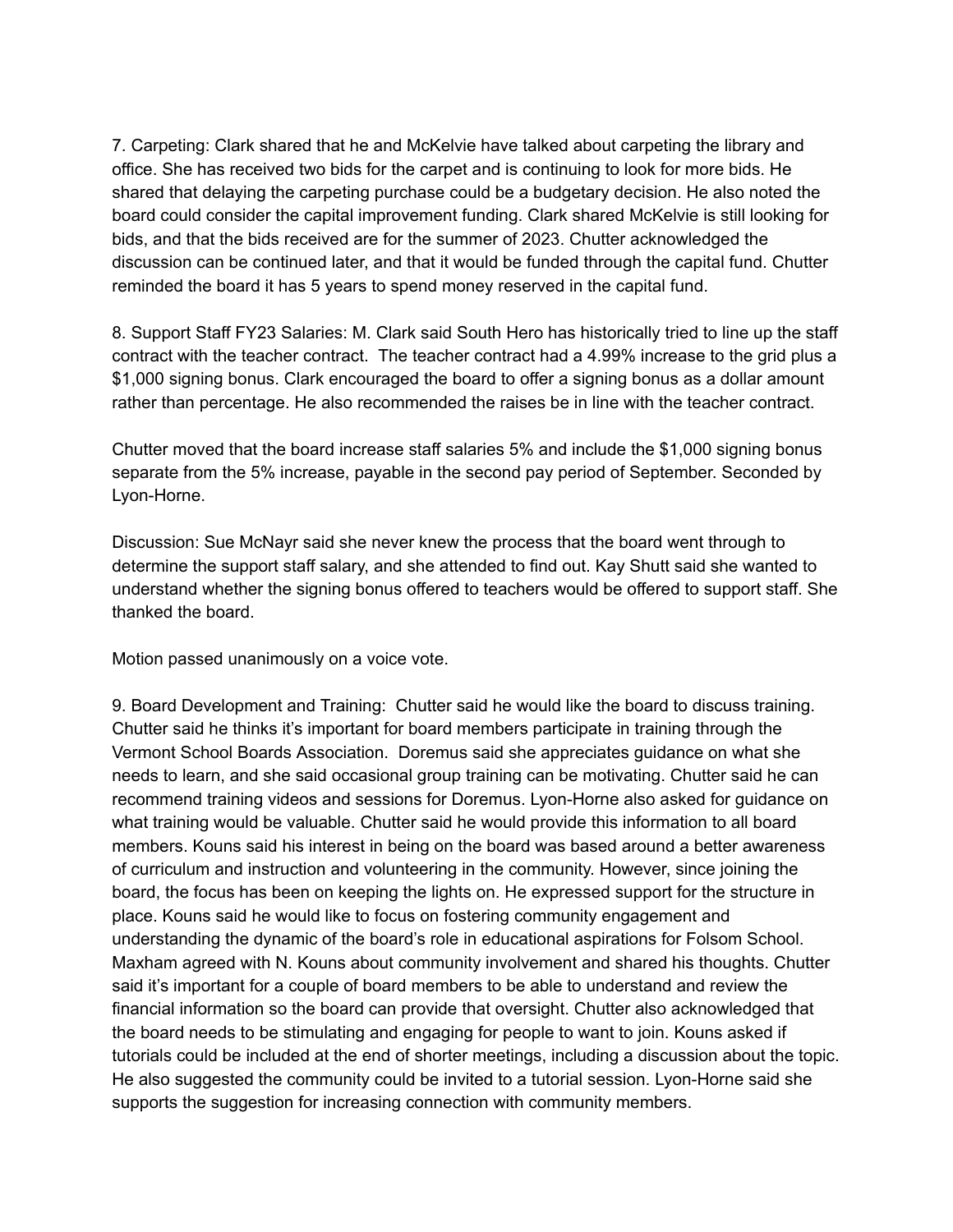7. Carpeting: Clark shared that he and McKelvie have talked about carpeting the library and office. She has received two bids for the carpet and is continuing to look for more bids. He shared that delaying the carpeting purchase could be a budgetary decision. He also noted the board could consider the capital improvement funding. Clark shared McKelvie is still looking for bids, and that the bids received are for the summer of 2023. Chutter acknowledged the discussion can be continued later, and that it would be funded through the capital fund. Chutter reminded the board it has 5 years to spend money reserved in the capital fund.

8. Support Staff FY23 Salaries: M. Clark said South Hero has historically tried to line up the staff contract with the teacher contract.  The teacher contract had a 4.99% increase to the grid plus a $1,000 signing bonus. Clark encouraged the board to offer a signing bonus as a dollar amount rather than percentage. He also recommended the raises be in line with the teacher contract.

Chutter moved that the board increase staff salaries 5% and include the $1,000 signing bonus separate from the 5% increase, payable in the second pay period of September. Seconded by Lyon-Horne.

Discussion: Sue McNayr said she never knew the process that the board went through to determine the support staff salary, and she attended to find out. Kay Shutt said she wanted to understand whether the signing bonus offered to teachers would be offered to support staff. She thanked the board.

Motion passed unanimously on a voice vote.

9. Board Development and Training:  Chutter said he would like the board to discuss training. Chutter said he thinks it's important for board members participate in training through the Vermont School Boards Association.  Doremus said she appreciates guidance on what she needs to learn, and she said occasional group training can be motivating. Chutter said he can recommend training videos and sessions for Doremus. Lyon-Horne also asked for guidance on what training would be valuable. Chutter said he would provide this information to all board members. Kouns said his interest in being on the board was based around a better awareness of curriculum and instruction and volunteering in the community. However, since joining the board, the focus has been on keeping the lights on. He expressed support for the structure in place. Kouns said he would like to focus on fostering community engagement and understanding the dynamic of the board's role in educational aspirations for Folsom School. Maxham agreed with N. Kouns about community involvement and shared his thoughts. Chutter said it's important for a couple of board members to be able to understand and review the financial information so the board can provide that oversight. Chutter also acknowledged that the board needs to be stimulating and engaging for people to want to join. Kouns asked if tutorials could be included at the end of shorter meetings, including a discussion about the topic. He also suggested the community could be invited to a tutorial session. Lyon-Horne said she supports the suggestion for increasing connection with community members.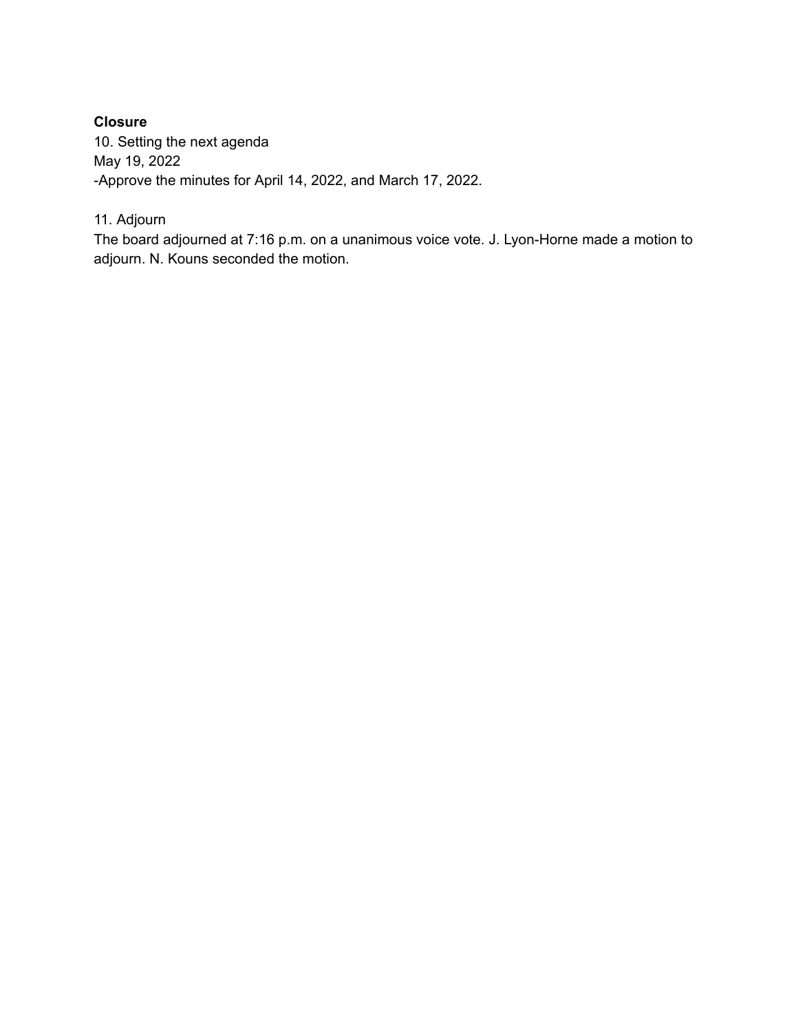**Closure**

10. Setting the next agenda
May 19, 2022
-Approve the minutes for April 14, 2022, and March 17, 2022.

11. Adjourn
The board adjourned at 7:16 p.m. on a unanimous voice vote. J. Lyon-Horne made a motion to adjourn. N. Kouns seconded the motion.